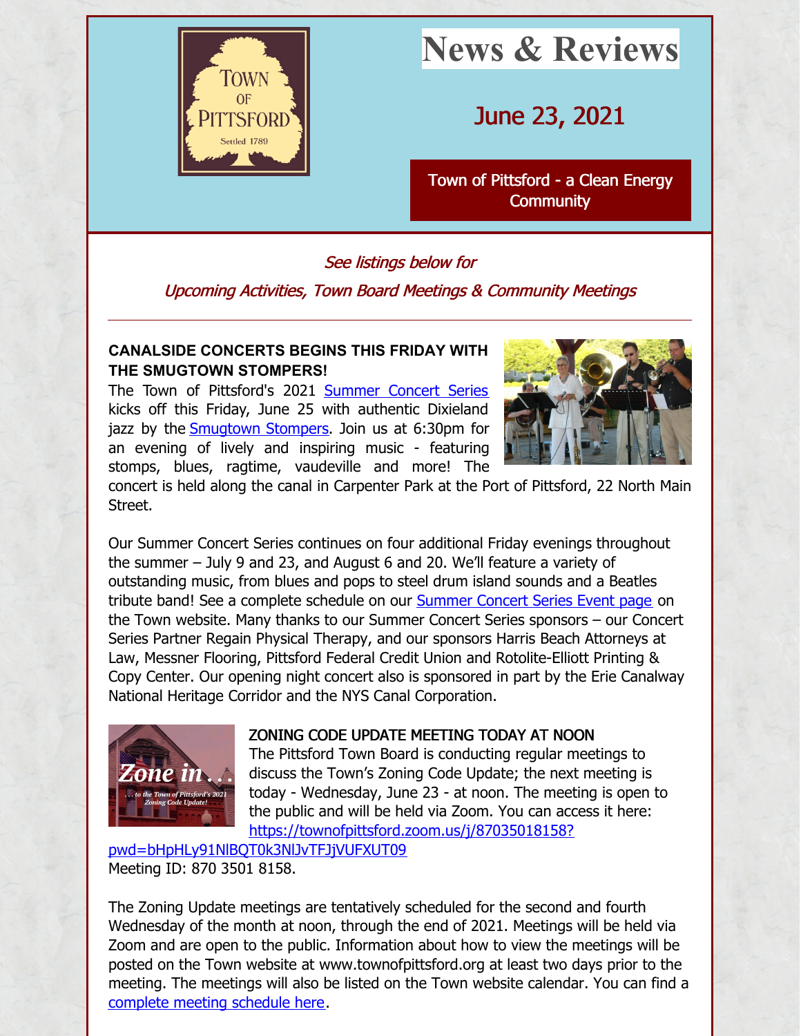# News & Reviews

## June 23, 2021

Town of Pittsford - a Clean Energy Community

*See listings below for*

*Upcoming Activities, Town Board Meetings & Community Meetings*

---

**CANALSIDE CONCERTS BEGINS THIS FRIDAY WITH THE SMUGTOWN STOMPERS!**

The Town of Pittsford's 2021 Summer Concert Series kicks off this Friday, June 25 with authentic Dixieland jazz by the Smugtown Stompers. Join us at 6:30pm for an evening of lively and inspiring music - featuring stomps, blues, ragtime, vaudeville and more! The concert is held along the canal in Carpenter Park at the Port of Pittsford, 22 North Main Street.

Our Summer Concert Series continues on four additional Friday evenings throughout the summer – July 9 and 23, and August 6 and 20. We'll feature a variety of outstanding music, from blues and pops to steel drum island sounds and a Beatles tribute band! See a complete schedule on our Summer Concert Series Event page on the Town website. Many thanks to our Summer Concert Series sponsors – our Concert Series Partner Regain Physical Therapy, and our sponsors Harris Beach Attorneys at Law, Messner Flooring, Pittsford Federal Credit Union and Rotolite-Elliott Printing & Copy Center. Our opening night concert also is sponsored in part by the Erie Canalway National Heritage Corridor and the NYS Canal Corporation.

**ZONING CODE UPDATE MEETING TODAY AT NOON**

The Pittsford Town Board is conducting regular meetings to discuss the Town's Zoning Code Update; the next meeting is today - Wednesday, June 23 - at noon. The meeting is open to the public and will be held via Zoom. You can access it here: https://townofpittsford.zoom.us/j/87035018158?pwd=bHpHLy91NlBQT0k3NlJvTFJjVUFXUT09

Meeting ID: 870 3501 8158.

The Zoning Update meetings are tentatively scheduled for the second and fourth Wednesday of the month at noon, through the end of 2021. Meetings will be held via Zoom and are open to the public. Information about how to view the meetings will be posted on the Town website at www.townofpittsford.org at least two days prior to the meeting. The meetings will also be listed on the Town website calendar. You can find a complete meeting schedule here.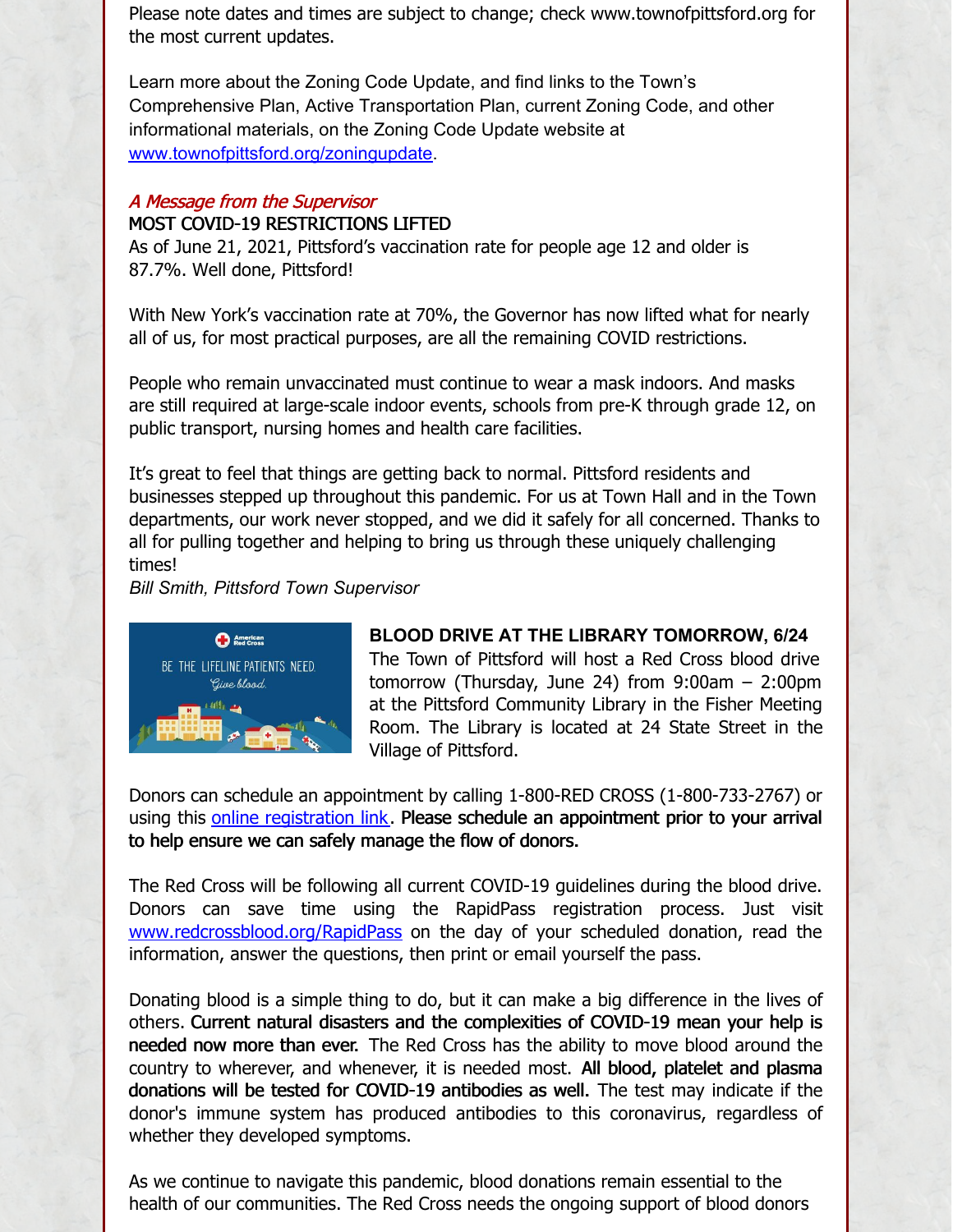Please note dates and times are subject to change; check www.townofpittsford.org for the most current updates.

Learn more about the Zoning Code Update, and find links to the Town's Comprehensive Plan, Active Transportation Plan, current Zoning Code, and other informational materials, on the Zoning Code Update website at www.townofpittsford.org/zoningupdate.

*A Message from the Supervisor*

MOST COVID-19 RESTRICTIONS LIFTED

As of June 21, 2021, Pittsford's vaccination rate for people age 12 and older is 87.7%. Well done, Pittsford!

With New York's vaccination rate at 70%, the Governor has now lifted what for nearly all of us, for most practical purposes, are all the remaining COVID restrictions.

People who remain unvaccinated must continue to wear a mask indoors. And masks are still required at large-scale indoor events, schools from pre-K through grade 12, on public transport, nursing homes and health care facilities.

It's great to feel that things are getting back to normal. Pittsford residents and businesses stepped up throughout this pandemic. For us at Town Hall and in the Town departments, our work never stopped, and we did it safely for all concerned. Thanks to all for pulling together and helping to bring us through these uniquely challenging times!

*Bill Smith, Pittsford Town Supervisor*

**BLOOD DRIVE AT THE LIBRARY TOMORROW, 6/24**

The Town of Pittsford will host a Red Cross blood drive tomorrow (Thursday, June 24) from 9:00am – 2:00pm at the Pittsford Community Library in the Fisher Meeting Room. The Library is located at 24 State Street in the Village of Pittsford.

Donors can schedule an appointment by calling 1-800-RED CROSS (1-800-733-2767) or using this online registration link. **Please schedule an appointment prior to your arrival to help ensure we can safely manage the flow of donors.**

The Red Cross will be following all current COVID-19 guidelines during the blood drive. Donors can save time using the RapidPass registration process. Just visit www.redcrossblood.org/RapidPass on the day of your scheduled donation, read the information, answer the questions, then print or email yourself the pass.

Donating blood is a simple thing to do, but it can make a big difference in the lives of others. **Current natural disasters and the complexities of COVID-19 mean your help is needed now more than ever.** The Red Cross has the ability to move blood around the country to wherever, and whenever, it is needed most. **All blood, platelet and plasma donations will be tested for COVID-19 antibodies as well.** The test may indicate if the donor's immune system has produced antibodies to this coronavirus, regardless of whether they developed symptoms.

As we continue to navigate this pandemic, blood donations remain essential to the health of our communities. The Red Cross needs the ongoing support of blood donors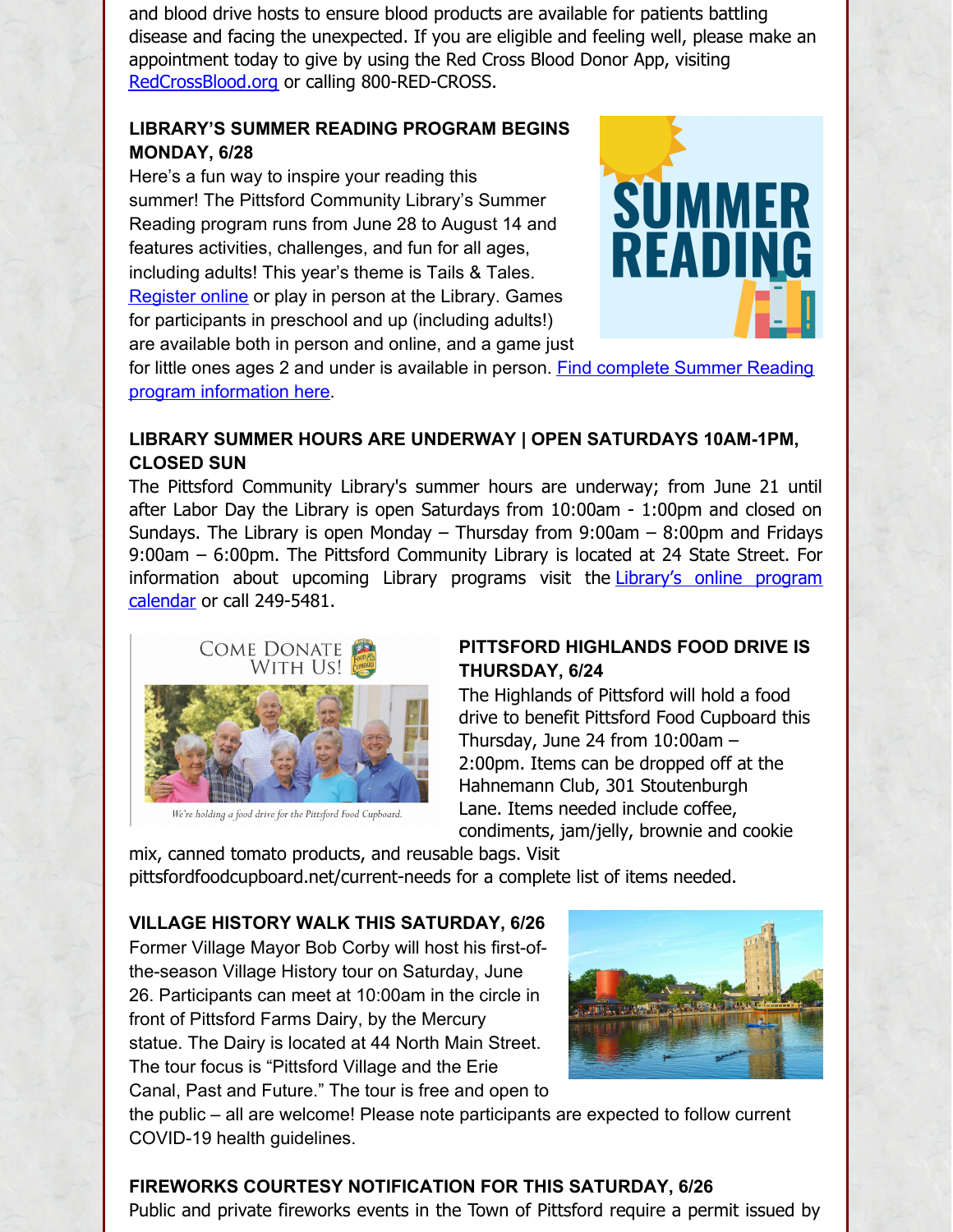and blood drive hosts to ensure blood products are available for patients battling disease and facing the unexpected. If you are eligible and feeling well, please make an appointment today to give by using the Red Cross Blood Donor App, visiting RedCrossBlood.org or calling 800-RED-CROSS.

**LIBRARY'S SUMMER READING PROGRAM BEGINS MONDAY, 6/28**

Here's a fun way to inspire your reading this summer! The Pittsford Community Library's Summer Reading program runs from June 28 to August 14 and features activities, challenges, and fun for all ages, including adults! This year's theme is Tails & Tales. Register online or play in person at the Library. Games for participants in preschool and up (including adults!) are available both in person and online, and a game just for little ones ages 2 and under is available in person. Find complete Summer Reading program information here.

**LIBRARY SUMMER HOURS ARE UNDERWAY | OPEN SATURDAYS 10AM-1PM, CLOSED SUN**

The Pittsford Community Library's summer hours are underway; from June 21 until after Labor Day the Library is open Saturdays from 10:00am - 1:00pm and closed on Sundays. The Library is open Monday – Thursday from 9:00am – 8:00pm and Fridays 9:00am – 6:00pm. The Pittsford Community Library is located at 24 State Street. For information about upcoming Library programs visit the Library's online program calendar or call 249-5481.

Come Donate With Us!

We're holding a food drive for the Pittsford Food Cupboard.

**PITTSFORD HIGHLANDS FOOD DRIVE IS THURSDAY, 6/24**

The Highlands of Pittsford will hold a food drive to benefit Pittsford Food Cupboard this Thursday, June 24 from 10:00am – 2:00pm. Items can be dropped off at the Hahnemann Club, 301 Stoutenburgh Lane. Items needed include coffee, condiments, jam/jelly, brownie and cookie mix, canned tomato products, and reusable bags. Visit pittsfordfoodcupboard.net/current-needs for a complete list of items needed.

**VILLAGE HISTORY WALK THIS SATURDAY, 6/26**

Former Village Mayor Bob Corby will host his first-of-the-season Village History tour on Saturday, June 26. Participants can meet at 10:00am in the circle in front of Pittsford Farms Dairy, by the Mercury statue. The Dairy is located at 44 North Main Street. The tour focus is "Pittsford Village and the Erie Canal, Past and Future." The tour is free and open to the public – all are welcome! Please note participants are expected to follow current COVID-19 health guidelines.

**FIREWORKS COURTESY NOTIFICATION FOR THIS SATURDAY, 6/26**

Public and private fireworks events in the Town of Pittsford require a permit issued by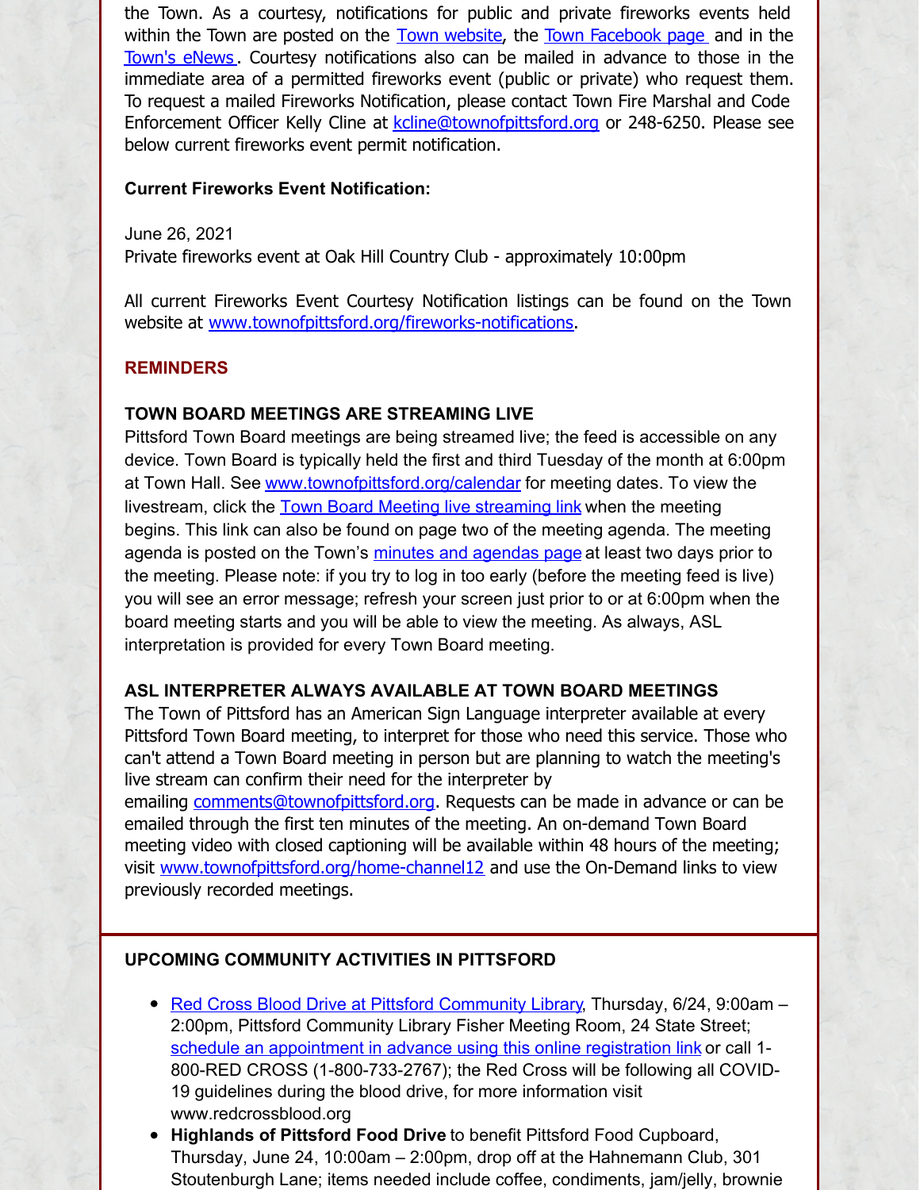the Town. As a courtesy, notifications for public and private fireworks events held within the Town are posted on the Town website, the Town Facebook page and in the Town's eNews. Courtesy notifications also can be mailed in advance to those in the immediate area of a permitted fireworks event (public or private) who request them. To request a mailed Fireworks Notification, please contact Town Fire Marshal and Code Enforcement Officer Kelly Cline at kcline@townofpittsford.org or 248-6250. Please see below current fireworks event permit notification.

**Current Fireworks Event Notification:**

June 26, 2021
Private fireworks event at Oak Hill Country Club - approximately 10:00pm

All current Fireworks Event Courtesy Notification listings can be found on the Town website at www.townofpittsford.org/fireworks-notifications.

## REMINDERS

### TOWN BOARD MEETINGS ARE STREAMING LIVE

Pittsford Town Board meetings are being streamed live; the feed is accessible on any device. Town Board is typically held the first and third Tuesday of the month at 6:00pm at Town Hall. See www.townofpittsford.org/calendar for meeting dates. To view the livestream, click the Town Board Meeting live streaming link when the meeting begins. This link can also be found on page two of the meeting agenda. The meeting agenda is posted on the Town's minutes and agendas page at least two days prior to the meeting. Please note: if you try to log in too early (before the meeting feed is live) you will see an error message; refresh your screen just prior to or at 6:00pm when the board meeting starts and you will be able to view the meeting. As always, ASL interpretation is provided for every Town Board meeting.

### ASL INTERPRETER ALWAYS AVAILABLE AT TOWN BOARD MEETINGS

The Town of Pittsford has an American Sign Language interpreter available at every Pittsford Town Board meeting, to interpret for those who need this service. Those who can't attend a Town Board meeting in person but are planning to watch the meeting's live stream can confirm their need for the interpreter by emailing comments@townofpittsford.org. Requests can be made in advance or can be emailed through the first ten minutes of the meeting. An on-demand Town Board meeting video with closed captioning will be available within 48 hours of the meeting; visit www.townofpittsford.org/home-channel12 and use the On-Demand links to view previously recorded meetings.

### UPCOMING COMMUNITY ACTIVITIES IN PITTSFORD

- Red Cross Blood Drive at Pittsford Community Library, Thursday, 6/24, 9:00am – 2:00pm, Pittsford Community Library Fisher Meeting Room, 24 State Street; schedule an appointment in advance using this online registration link or call 1-800-RED CROSS (1-800-733-2767); the Red Cross will be following all COVID-19 guidelines during the blood drive, for more information visit www.redcrossblood.org
- **Highlands of Pittsford Food Drive** to benefit Pittsford Food Cupboard, Thursday, June 24, 10:00am – 2:00pm, drop off at the Hahnemann Club, 301 Stoutenburgh Lane; items needed include coffee, condiments, jam/jelly, brownie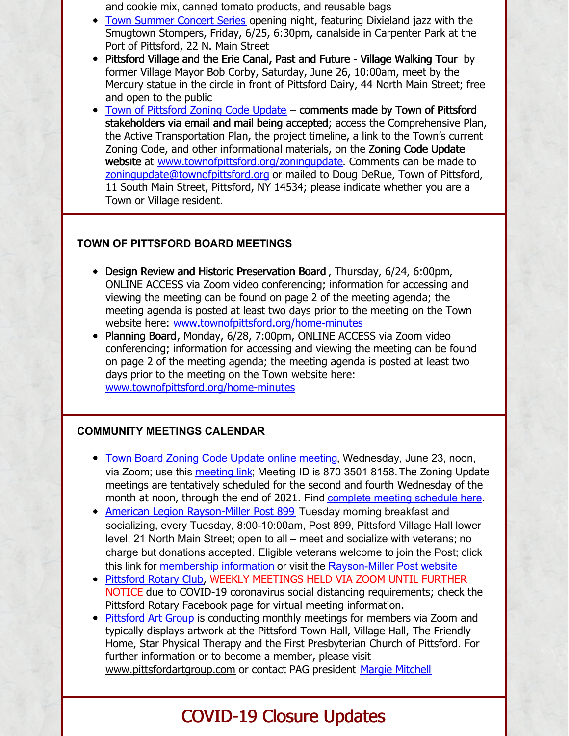and cookie mix, canned tomato products, and reusable bags

- Town Summer Concert Series opening night, featuring Dixieland jazz with the Smugtown Stompers, Friday, 6/25, 6:30pm, canalside in Carpenter Park at the Port of Pittsford, 22 N. Main Street
- **Pittsford Village and the Erie Canal, Past and Future - Village Walking Tour** by former Village Mayor Bob Corby, Saturday, June 26, 10:00am, meet by the Mercury statue in the circle in front of Pittsford Dairy, 44 North Main Street; free and open to the public
- Town of Pittsford Zoning Code Update – **comments made by Town of Pittsford stakeholders via email and mail being accepted**; access the Comprehensive Plan, the Active Transportation Plan, the project timeline, a link to the Town's current Zoning Code, and other informational materials, on the **Zoning Code Update website** at www.townofpittsford.org/zoningupdate. Comments can be made to zoningupdate@townofpittsford.org or mailed to Doug DeRue, Town of Pittsford, 11 South Main Street, Pittsford, NY 14534; please indicate whether you are a Town or Village resident.

## TOWN OF PITTSFORD BOARD MEETINGS

- **Design Review and Historic Preservation Board**, Thursday, 6/24, 6:00pm, ONLINE ACCESS via Zoom video conferencing; information for accessing and viewing the meeting can be found on page 2 of the meeting agenda; the meeting agenda is posted at least two days prior to the meeting on the Town website here: www.townofpittsford.org/home-minutes
- **Planning Board**, Monday, 6/28, 7:00pm, ONLINE ACCESS via Zoom video conferencing; information for accessing and viewing the meeting can be found on page 2 of the meeting agenda; the meeting agenda is posted at least two days prior to the meeting on the Town website here: www.townofpittsford.org/home-minutes

## COMMUNITY MEETINGS CALENDAR

- Town Board Zoning Code Update online meeting, Wednesday, June 23, noon, via Zoom; use this meeting link; Meeting ID is 870 3501 8158. The Zoning Update meetings are tentatively scheduled for the second and fourth Wednesday of the month at noon, through the end of 2021. Find complete meeting schedule here.
- American Legion Rayson-Miller Post 899 Tuesday morning breakfast and socializing, every Tuesday, 8:00-10:00am, Post 899, Pittsford Village Hall lower level, 21 North Main Street; open to all – meet and socialize with veterans; no charge but donations accepted. Eligible veterans welcome to join the Post; click this link for membership information or visit the Rayson-Miller Post website
- Pittsford Rotary Club, WEEKLY MEETINGS HELD VIA ZOOM UNTIL FURTHER NOTICE due to COVID-19 coronavirus social distancing requirements; check the Pittsford Rotary Facebook page for virtual meeting information.
- Pittsford Art Group is conducting monthly meetings for members via Zoom and typically displays artwork at the Pittsford Town Hall, Village Hall, The Friendly Home, Star Physical Therapy and the First Presbyterian Church of Pittsford. For further information or to become a member, please visit www.pittsfordartgroup.com or contact PAG president Margie Mitchell

# COVID-19 Closure Updates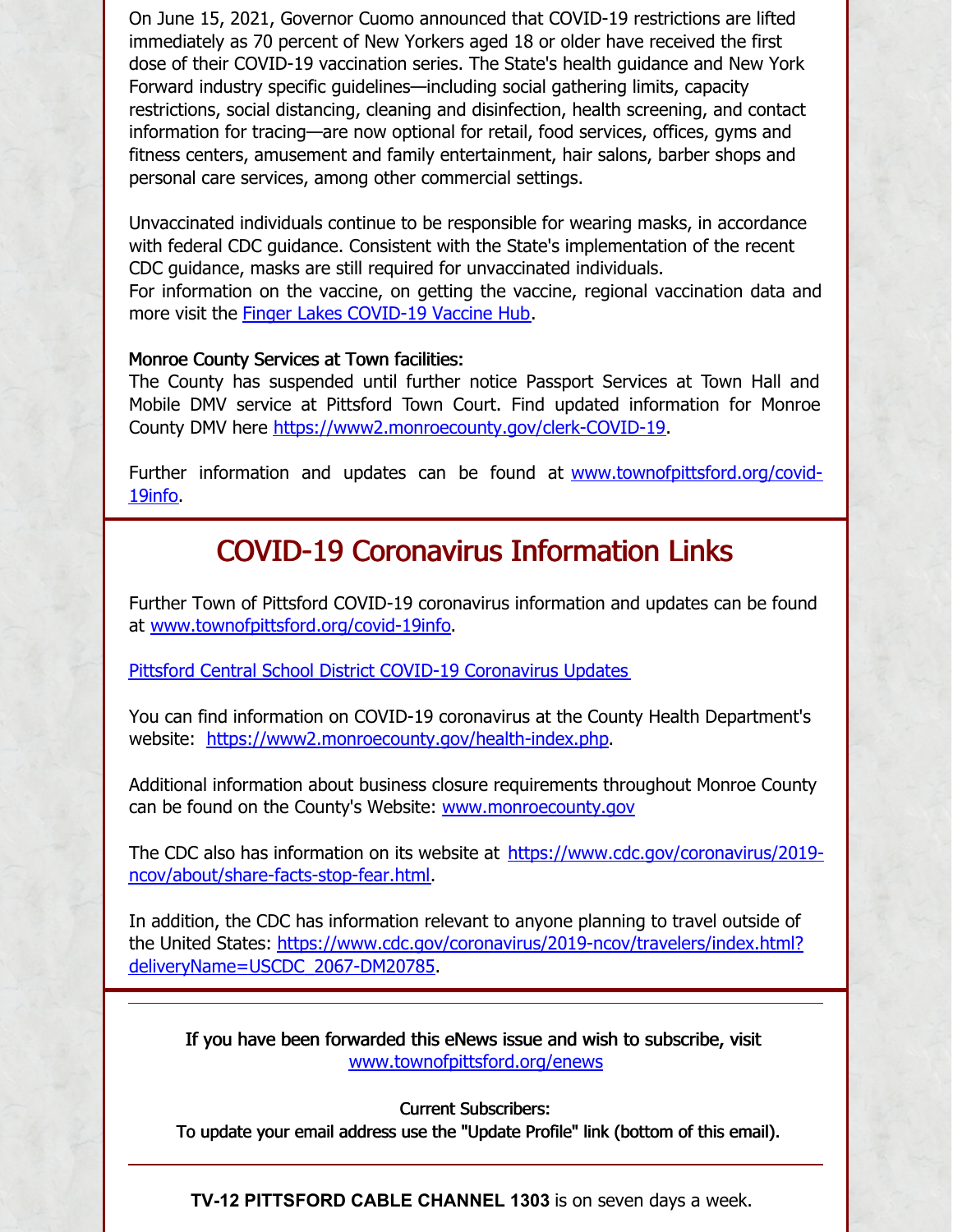On June 15, 2021, Governor Cuomo announced that COVID-19 restrictions are lifted immediately as 70 percent of New Yorkers aged 18 or older have received the first dose of their COVID-19 vaccination series. The State's health guidance and New York Forward industry specific guidelines—including social gathering limits, capacity restrictions, social distancing, cleaning and disinfection, health screening, and contact information for tracing—are now optional for retail, food services, offices, gyms and fitness centers, amusement and family entertainment, hair salons, barber shops and personal care services, among other commercial settings.

Unvaccinated individuals continue to be responsible for wearing masks, in accordance with federal CDC guidance. Consistent with the State's implementation of the recent CDC guidance, masks are still required for unvaccinated individuals.
For information on the vaccine, on getting the vaccine, regional vaccination data and more visit the [Finger Lakes COVID-19 Vaccine Hub](#).

**Monroe County Services at Town facilities:**
The County has suspended until further notice Passport Services at Town Hall and Mobile DMV service at Pittsford Town Court. Find updated information for Monroe County DMV here https://www2.monroecounty.gov/clerk-COVID-19.

Further information and updates can be found at www.townofpittsford.org/covid-19info.

## COVID-19 Coronavirus Information Links

Further Town of Pittsford COVID-19 coronavirus information and updates can be found at www.townofpittsford.org/covid-19info.

[Pittsford Central School District COVID-19 Coronavirus Updates](#)

You can find information on COVID-19 coronavirus at the County Health Department's website: https://www2.monroecounty.gov/health-index.php.

Additional information about business closure requirements throughout Monroe County can be found on the County's Website: www.monroecounty.gov

The CDC also has information on its website at https://www.cdc.gov/coronavirus/2019-ncov/about/share-facts-stop-fear.html.

In addition, the CDC has information relevant to anyone planning to travel outside of the United States: https://www.cdc.gov/coronavirus/2019-ncov/travelers/index.html?deliveryName=USCDC_2067-DM20785.

---

If you have been forwarded this eNews issue and wish to subscribe, visit www.townofpittsford.org/enews

Current Subscribers:
To update your email address use the "Update Profile" link (bottom of this email).

---

**TV-12 PITTSFORD CABLE CHANNEL 1303** is on seven days a week.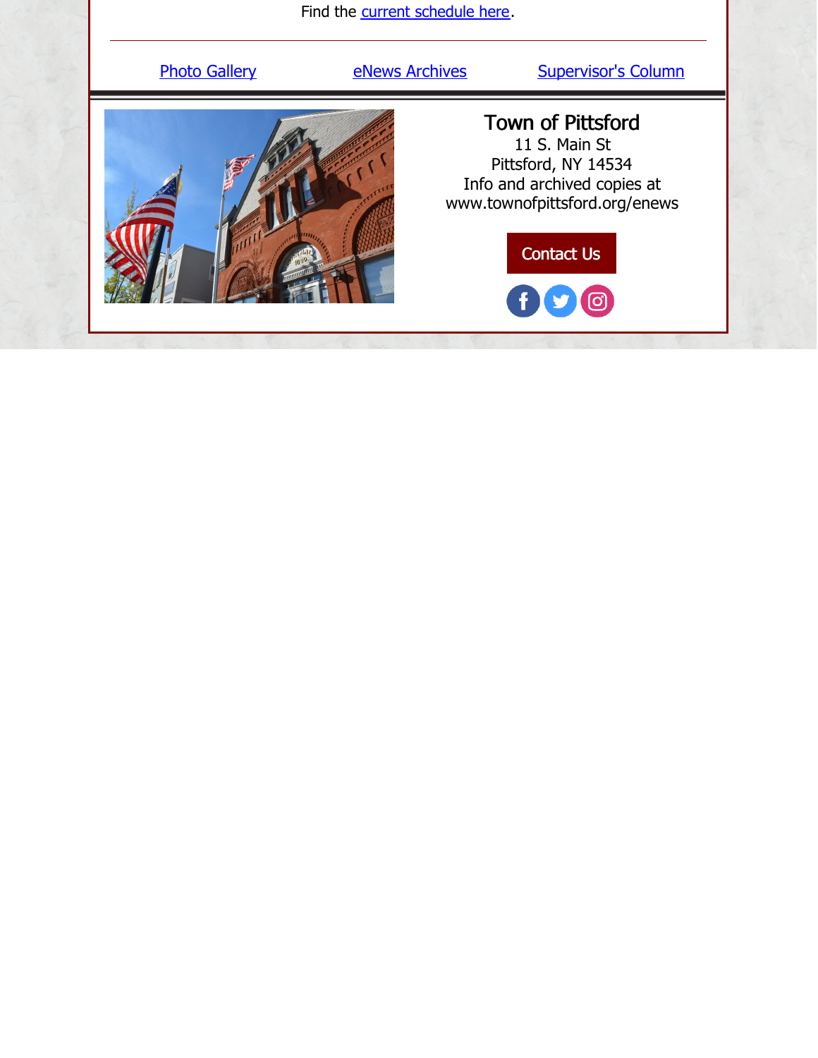Find the current schedule here.

---

Photo Gallery    eNews Archives    Supervisor's Column

---

**Town of Pittsford**
11 S. Main St
Pittsford, NY 14534
Info and archived copies at
www.townofpittsford.org/enews

Contact Us